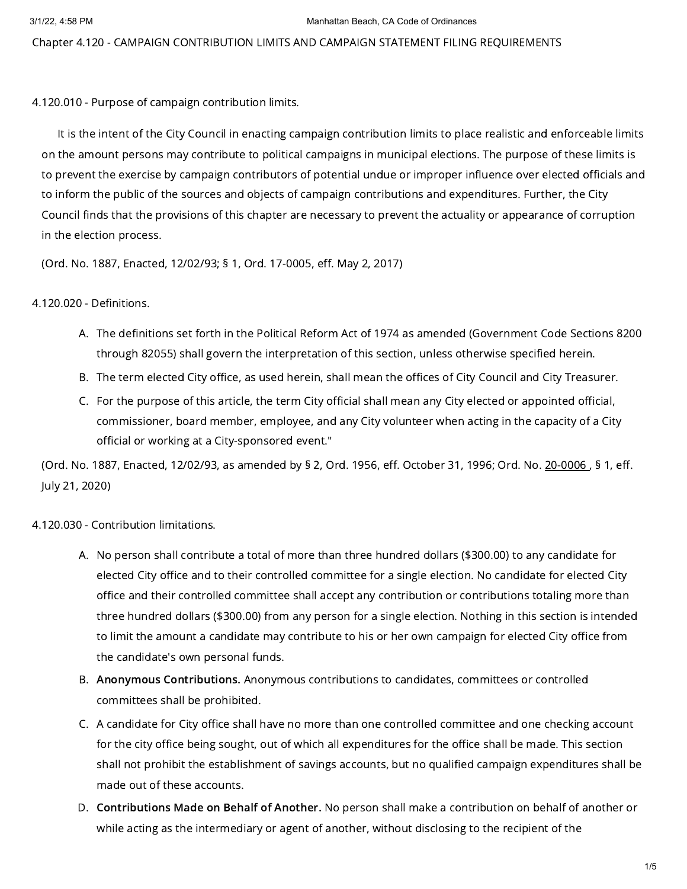# Chapter 4.120 - CAMPAIGN CONTRIBUTION LIMITS AND CAMPAIGN STATEMENT FILING REQUIREMENTS

## 4.120.010 - Purpose of campaign contribution limits.

It is the intent of the City Council in enacting campaign contribution limits to place realistic and enforceable limits on the amount persons may contribute to political campaigns in municipal elections. The purpose of these limits is to prevent the exercise by campaign contributors of potential undue or improper influence over elected officials and to inform the public of the sources and objects of campaign contributions and expenditures. Further, the City Council finds that the provisions of this chapter are necessary to prevent the actuality or appearance of corruption in the election process.

(Ord. No. 1887, Enacted, 12/02/93; § 1, Ord. 17-0005, eff. May 2, 2017)

## 4.120.020 - Definitions.

A. The definitions set forth in the Political Reform Act of 1974 as amended (Government Code Sections 8200 through 82055) shall govern the interpretation of this section, unless otherwise specified herein.

B. The term elected City office, as used herein, shall mean the offices of City Council and City Treasurer.

C. For the purpose of this article, the term City official shall mean any City elected or appointed official, commissioner, board member, employee, and any City volunteer when acting in the capacity of a City official or working at a City-sponsored event."

(Ord. No. 1887, Enacted, 12/02/93, as amended by § 2, Ord. 1956, eff. October 31, 1996; Ord. No. 20-0006 , § 1, eff. July 21, 2020)

## 4.120.030 - Contribution limitations.

A. No person shall contribute a total of more than three hundred dollars ($300.00) to any candidate for elected City office and to their controlled committee for a single election. No candidate for elected City office and their controlled committee shall accept any contribution or contributions totaling more than three hundred dollars ($300.00) from any person for a single election. Nothing in this section is intended to limit the amount a candidate may contribute to his or her own campaign for elected City office from the candidate's own personal funds.

B. **Anonymous Contributions.** Anonymous contributions to candidates, committees or controlled committees shall be prohibited.

C. A candidate for City office shall have no more than one controlled committee and one checking account for the city office being sought, out of which all expenditures for the office shall be made. This section shall not prohibit the establishment of savings accounts, but no qualified campaign expenditures shall be made out of these accounts.

D. **Contributions Made on Behalf of Another.** No person shall make a contribution on behalf of another or while acting as the intermediary or agent of another, without disclosing to the recipient of the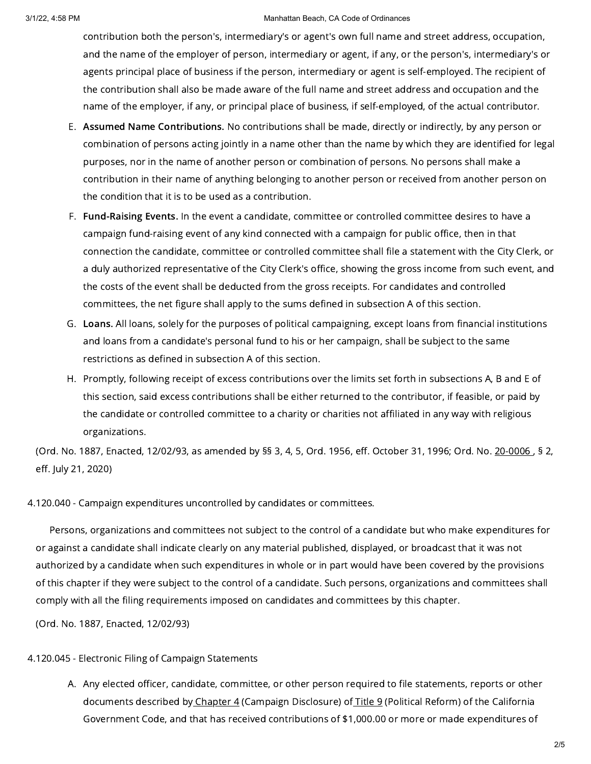contribution both the person's, intermediary's or agent's own full name and street address, occupation, and the name of the employer of person, intermediary or agent, if any, or the person's, intermediary's or agents principal place of business if the person, intermediary or agent is self-employed. The recipient of the contribution shall also be made aware of the full name and street address and occupation and the name of the employer, if any, or principal place of business, if self-employed, of the actual contributor.

E. **Assumed Name Contributions.** No contributions shall be made, directly or indirectly, by any person or combination of persons acting jointly in a name other than the name by which they are identified for legal purposes, nor in the name of another person or combination of persons. No persons shall make a contribution in their name of anything belonging to another person or received from another person on the condition that it is to be used as a contribution.

F. **Fund-Raising Events.** In the event a candidate, committee or controlled committee desires to have a campaign fund-raising event of any kind connected with a campaign for public office, then in that connection the candidate, committee or controlled committee shall file a statement with the City Clerk, or a duly authorized representative of the City Clerk's office, showing the gross income from such event, and the costs of the event shall be deducted from the gross receipts. For candidates and controlled committees, the net figure shall apply to the sums defined in subsection A of this section.

G. **Loans.** All loans, solely for the purposes of political campaigning, except loans from financial institutions and loans from a candidate's personal fund to his or her campaign, shall be subject to the same restrictions as defined in subsection A of this section.

H. Promptly, following receipt of excess contributions over the limits set forth in subsections A, B and E of this section, said excess contributions shall be either returned to the contributor, if feasible, or paid by the candidate or controlled committee to a charity or charities not affiliated in any way with religious organizations.

(Ord. No. 1887, Enacted, 12/02/93, as amended by §§ 3, 4, 5, Ord. 1956, eff. October 31, 1996; Ord. No. 20-0006 , § 2, eff. July 21, 2020)

4.120.040 - Campaign expenditures uncontrolled by candidates or committees.

Persons, organizations and committees not subject to the control of a candidate but who make expenditures for or against a candidate shall indicate clearly on any material published, displayed, or broadcast that it was not authorized by a candidate when such expenditures in whole or in part would have been covered by the provisions of this chapter if they were subject to the control of a candidate. Such persons, organizations and committees shall comply with all the filing requirements imposed on candidates and committees by this chapter.

(Ord. No. 1887, Enacted, 12/02/93)

4.120.045 - Electronic Filing of Campaign Statements

A. Any elected officer, candidate, committee, or other person required to file statements, reports or other documents described by Chapter 4 (Campaign Disclosure) of Title 9 (Political Reform) of the California Government Code, and that has received contributions of $1,000.00 or more or made expenditures of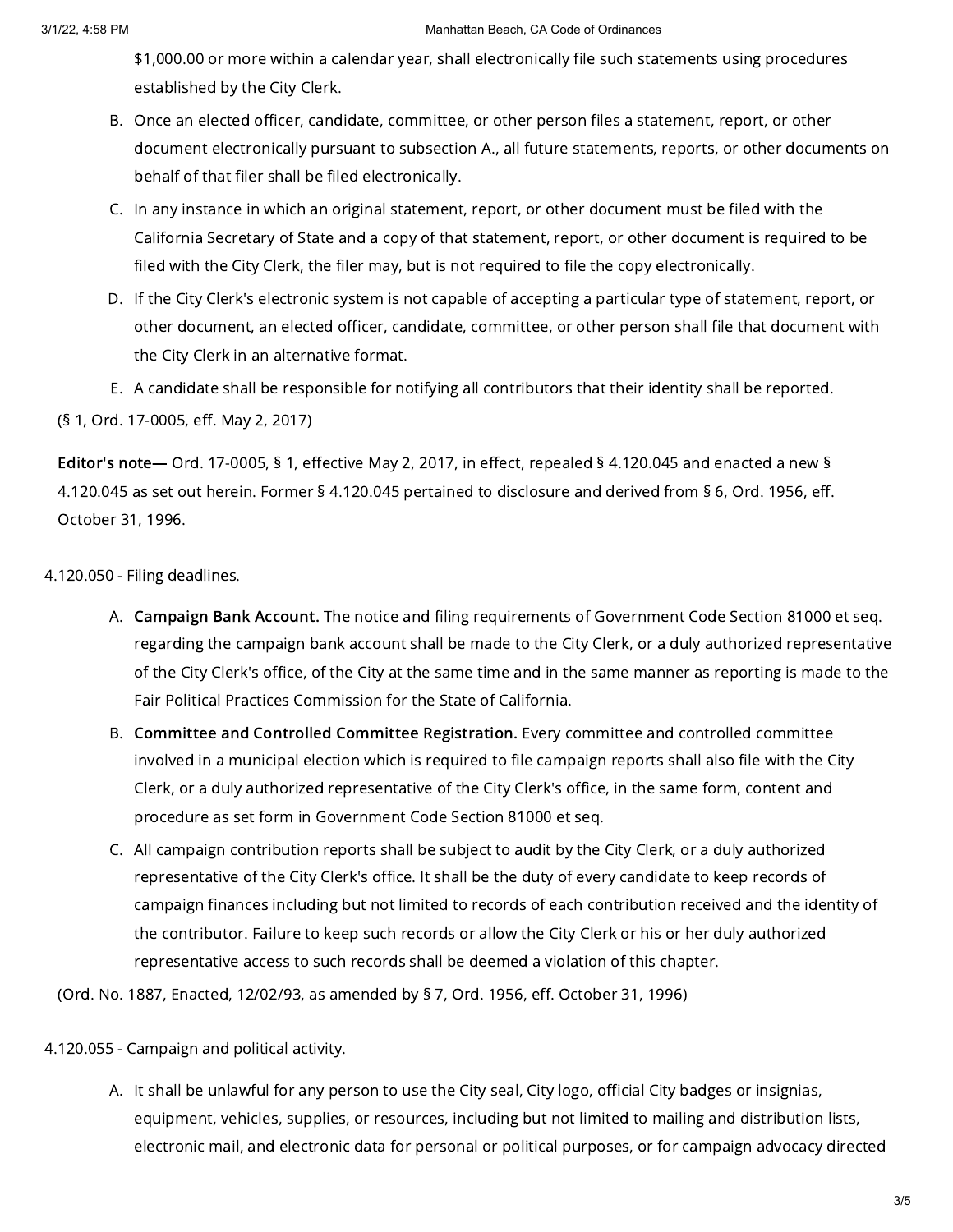$1,000.00 or more within a calendar year, shall electronically file such statements using procedures established by the City Clerk.

B. Once an elected officer, candidate, committee, or other person files a statement, report, or other document electronically pursuant to subsection A., all future statements, reports, or other documents on behalf of that filer shall be filed electronically.

C. In any instance in which an original statement, report, or other document must be filed with the California Secretary of State and a copy of that statement, report, or other document is required to be filed with the City Clerk, the filer may, but is not required to file the copy electronically.

D. If the City Clerk's electronic system is not capable of accepting a particular type of statement, report, or other document, an elected officer, candidate, committee, or other person shall file that document with the City Clerk in an alternative format.

E. A candidate shall be responsible for notifying all contributors that their identity shall be reported.

(§ 1, Ord. 17-0005, eff. May 2, 2017)

**Editor's note—** Ord. 17-0005, § 1, effective May 2, 2017, in effect, repealed § 4.120.045 and enacted a new § 4.120.045 as set out herein. Former § 4.120.045 pertained to disclosure and derived from § 6, Ord. 1956, eff. October 31, 1996.

4.120.050 - Filing deadlines.

A. **Campaign Bank Account.** The notice and filing requirements of Government Code Section 81000 et seq. regarding the campaign bank account shall be made to the City Clerk, or a duly authorized representative of the City Clerk's office, of the City at the same time and in the same manner as reporting is made to the Fair Political Practices Commission for the State of California.

B. **Committee and Controlled Committee Registration.** Every committee and controlled committee involved in a municipal election which is required to file campaign reports shall also file with the City Clerk, or a duly authorized representative of the City Clerk's office, in the same form, content and procedure as set form in Government Code Section 81000 et seq.

C. All campaign contribution reports shall be subject to audit by the City Clerk, or a duly authorized representative of the City Clerk's office. It shall be the duty of every candidate to keep records of campaign finances including but not limited to records of each contribution received and the identity of the contributor. Failure to keep such records or allow the City Clerk or his or her duly authorized representative access to such records shall be deemed a violation of this chapter.

(Ord. No. 1887, Enacted, 12/02/93, as amended by § 7, Ord. 1956, eff. October 31, 1996)

4.120.055 - Campaign and political activity.

A. It shall be unlawful for any person to use the City seal, City logo, official City badges or insignias, equipment, vehicles, supplies, or resources, including but not limited to mailing and distribution lists, electronic mail, and electronic data for personal or political purposes, or for campaign advocacy directed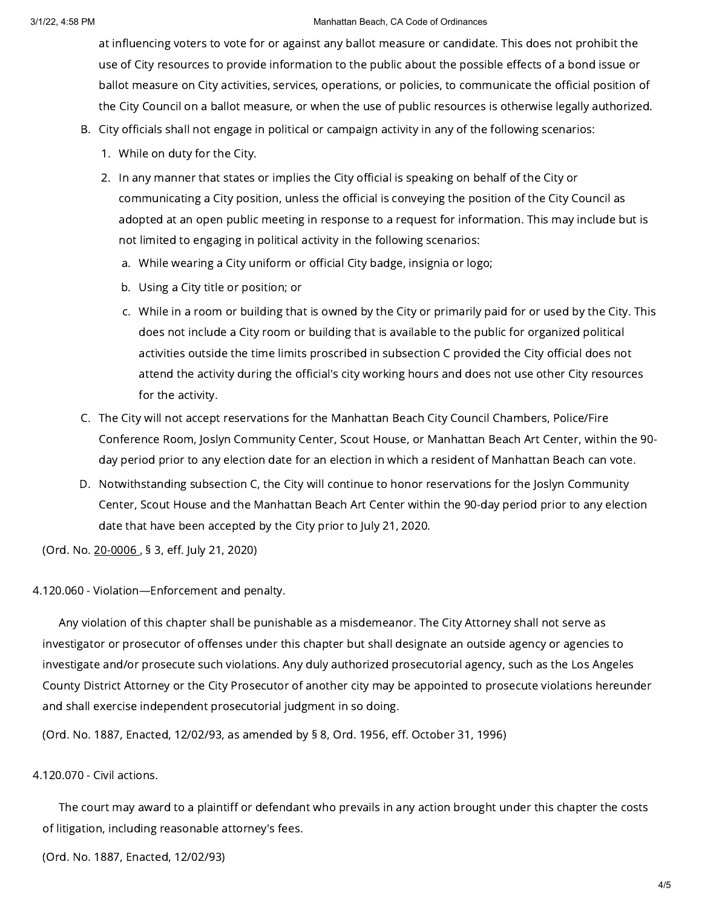at influencing voters to vote for or against any ballot measure or candidate. This does not prohibit the use of City resources to provide information to the public about the possible effects of a bond issue or ballot measure on City activities, services, operations, or policies, to communicate the official position of the City Council on a ballot measure, or when the use of public resources is otherwise legally authorized.

B. City officials shall not engage in political or campaign activity in any of the following scenarios:
   1. While on duty for the City.
   2. In any manner that states or implies the City official is speaking on behalf of the City or communicating a City position, unless the official is conveying the position of the City Council as adopted at an open public meeting in response to a request for information. This may include but is not limited to engaging in political activity in the following scenarios:
      a. While wearing a City uniform or official City badge, insignia or logo;
      b. Using a City title or position; or
      c. While in a room or building that is owned by the City or primarily paid for or used by the City. This does not include a City room or building that is available to the public for organized political activities outside the time limits proscribed in subsection C provided the City official does not attend the activity during the official's city working hours and does not use other City resources for the activity.

C. The City will not accept reservations for the Manhattan Beach City Council Chambers, Police/Fire Conference Room, Joslyn Community Center, Scout House, or Manhattan Beach Art Center, within the 90-day period prior to any election date for an election in which a resident of Manhattan Beach can vote.

D. Notwithstanding subsection C, the City will continue to honor reservations for the Joslyn Community Center, Scout House and the Manhattan Beach Art Center within the 90-day period prior to any election date that have been accepted by the City prior to July 21, 2020.

(Ord. No. 20-0006 , § 3, eff. July 21, 2020)

4.120.060 - Violation—Enforcement and penalty.

Any violation of this chapter shall be punishable as a misdemeanor. The City Attorney shall not serve as investigator or prosecutor of offenses under this chapter but shall designate an outside agency or agencies to investigate and/or prosecute such violations. Any duly authorized prosecutorial agency, such as the Los Angeles County District Attorney or the City Prosecutor of another city may be appointed to prosecute violations hereunder and shall exercise independent prosecutorial judgment in so doing.

(Ord. No. 1887, Enacted, 12/02/93, as amended by § 8, Ord. 1956, eff. October 31, 1996)

4.120.070 - Civil actions.

The court may award to a plaintiff or defendant who prevails in any action brought under this chapter the costs of litigation, including reasonable attorney's fees.

(Ord. No. 1887, Enacted, 12/02/93)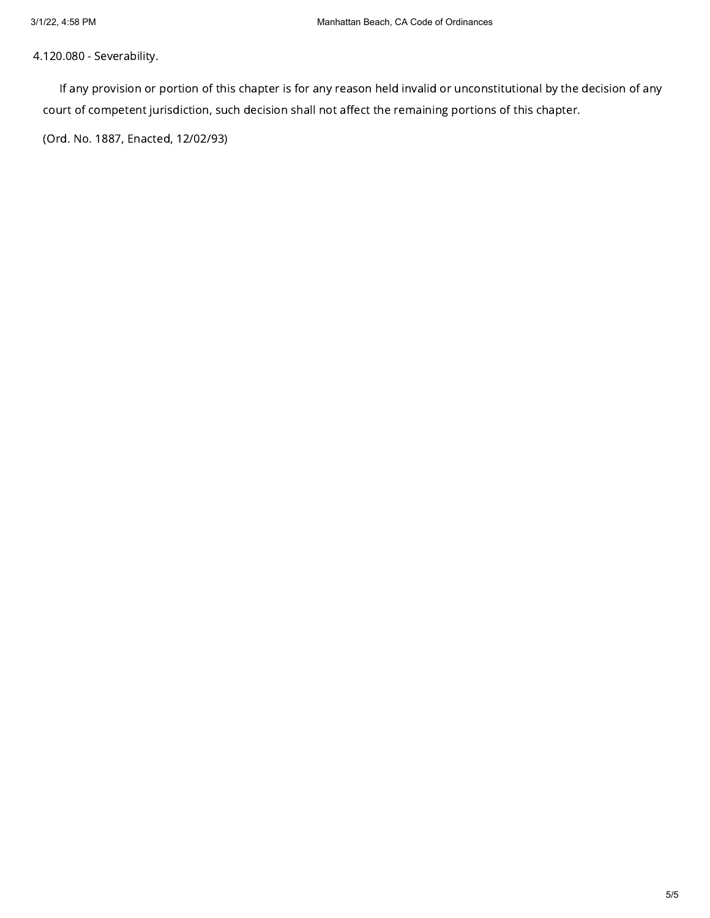### 4.120.080 - Severability.

If any provision or portion of this chapter is for any reason held invalid or unconstitutional by the decision of any court of competent jurisdiction, such decision shall not affect the remaining portions of this chapter.

(Ord. No. 1887, Enacted, 12/02/93)